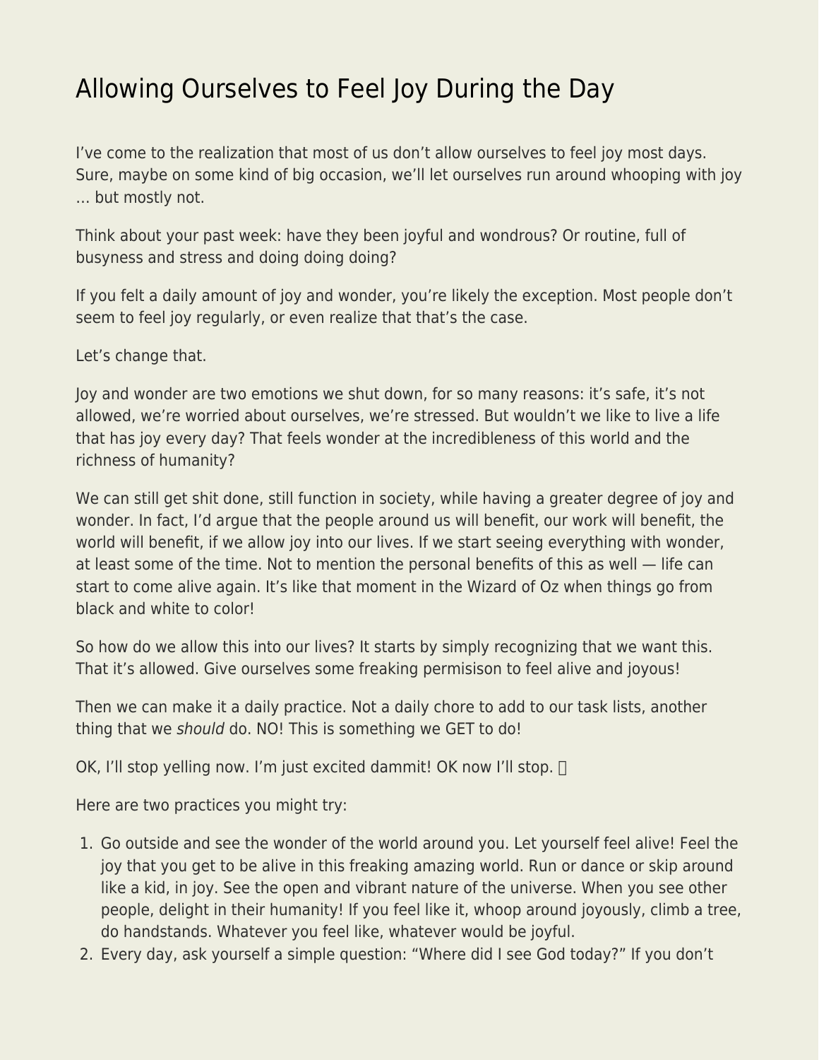# Allowing Ourselves to Feel Joy During the Day

I've come to the realization that most of us don't allow ourselves to feel joy most days. Sure, maybe on some kind of big occasion, we'll let ourselves run around whooping with joy … but mostly not.

Think about your past week: have they been joyful and wondrous? Or routine, full of busyness and stress and doing doing doing?

If you felt a daily amount of joy and wonder, you're likely the exception. Most people don't seem to feel joy regularly, or even realize that that's the case.

Let's change that.

Joy and wonder are two emotions we shut down, for so many reasons: it's safe, it's not allowed, we're worried about ourselves, we're stressed. But wouldn't we like to live a life that has joy every day? That feels wonder at the incredibleness of this world and the richness of humanity?

We can still get shit done, still function in society, while having a greater degree of joy and wonder. In fact, I'd argue that the people around us will benefit, our work will benefit, the world will benefit, if we allow joy into our lives. If we start seeing everything with wonder, at least some of the time. Not to mention the personal benefits of this as well — life can start to come alive again. It's like that moment in the Wizard of Oz when things go from black and white to color!

So how do we allow this into our lives? It starts by simply recognizing that we want this. That it's allowed. Give ourselves some freaking permisison to feel alive and joyous!

Then we can make it a daily practice. Not a daily chore to add to our task lists, another thing that we *should* do. NO! This is something we GET to do!

OK, I'll stop yelling now. I'm just excited dammit! OK now I'll stop. 

Here are two practices you might try:

1. Go outside and see the wonder of the world around you. Let yourself feel alive! Feel the joy that you get to be alive in this freaking amazing world. Run or dance or skip around like a kid, in joy. See the open and vibrant nature of the universe. When you see other people, delight in their humanity! If you feel like it, whoop around joyously, climb a tree, do handstands. Whatever you feel like, whatever would be joyful.
2. Every day, ask yourself a simple question: "Where did I see God today?" If you don't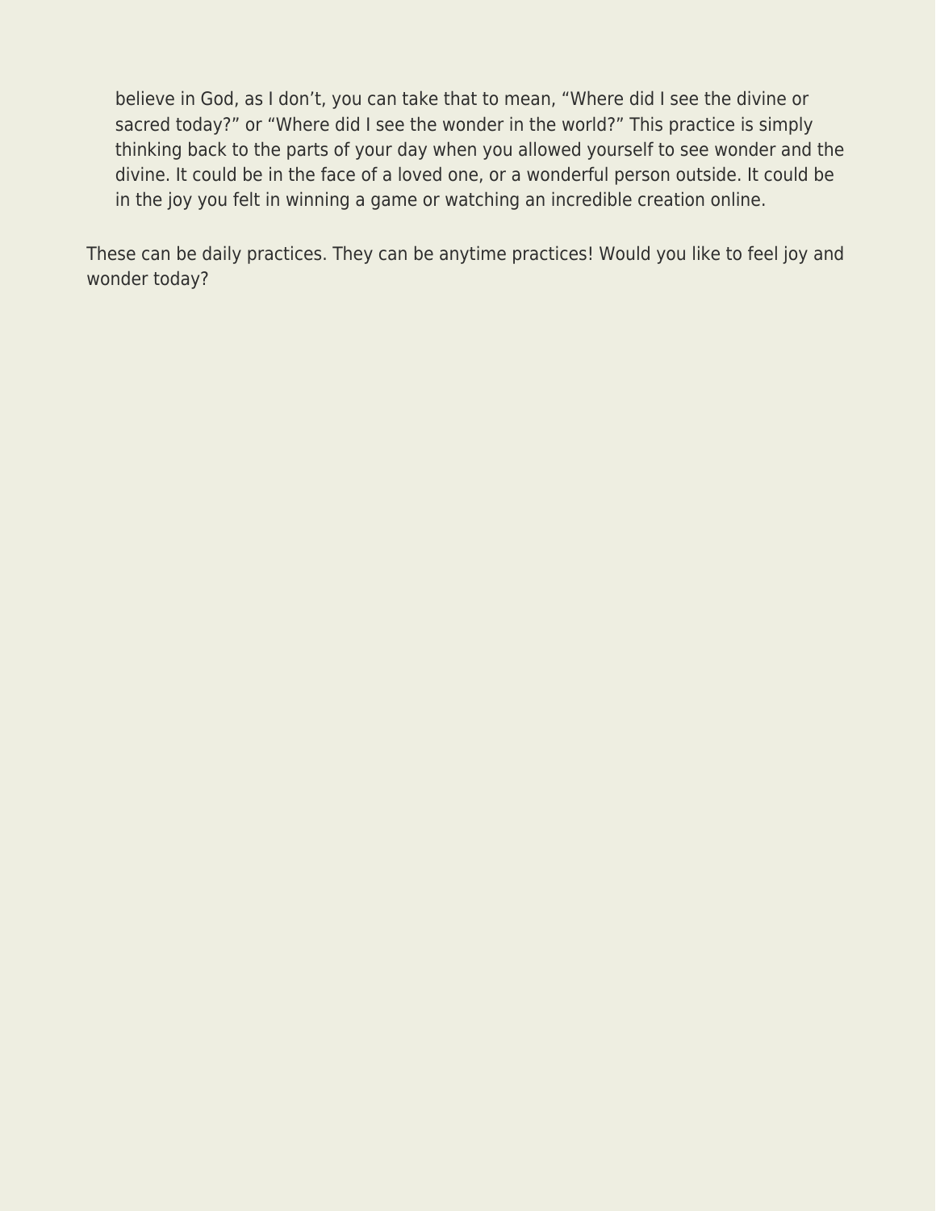believe in God, as I don't, you can take that to mean, "Where did I see the divine or sacred today?" or "Where did I see the wonder in the world?" This practice is simply thinking back to the parts of your day when you allowed yourself to see wonder and the divine. It could be in the face of a loved one, or a wonderful person outside. It could be in the joy you felt in winning a game or watching an incredible creation online.

These can be daily practices. They can be anytime practices! Would you like to feel joy and wonder today?